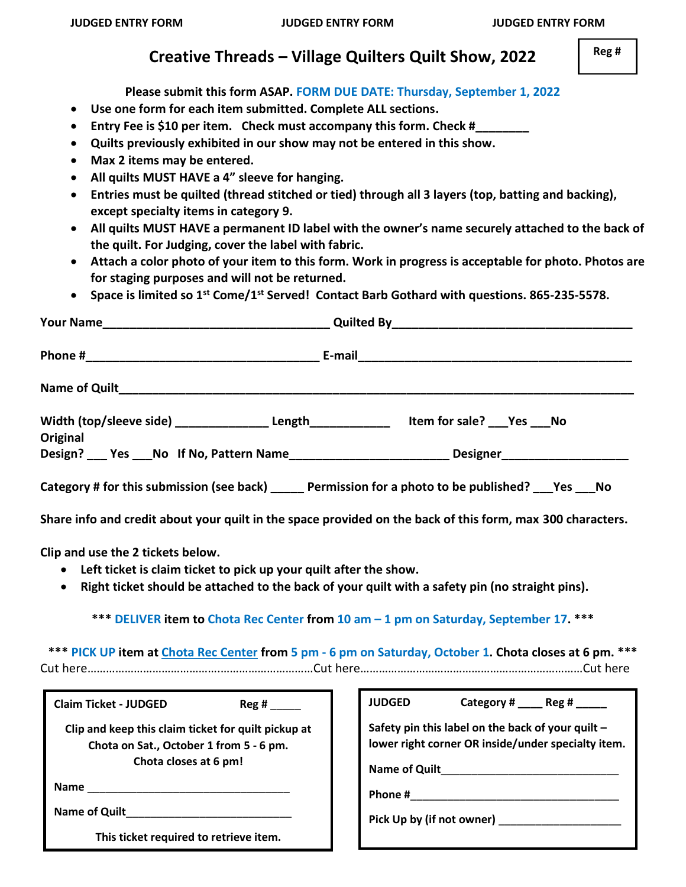**JUDGED ENTRY FORM** **JUDGED ENTRY FORM** **JUDGED ENTRY FORM**

# Creative Threads – Village Quilters Quilt Show, 2022

**Reg #**

**Please submit this form ASAP. FORM DUE DATE: Thursday, September 1, 2022**

- **Use one form for each item submitted. Complete ALL sections.**
- **Entry Fee is $10 per item. Check must accompany this form. Check #________**
- **Quilts previously exhibited in our show may not be entered in this show.**
- **Max 2 items may be entered.**
- **All quilts MUST HAVE a 4" sleeve for hanging.**
- **Entries must be quilted (thread stitched or tied) through all 3 layers (top, batting and backing), except specialty items in category 9.**
- **All quilts MUST HAVE a permanent ID label with the owner's name securely attached to the back of the quilt. For Judging, cover the label with fabric.**
- **Attach a color photo of your item to this form. Work in progress is acceptable for photo. Photos are for staging purposes and will not be returned.**
- **Space is limited so 1st Come/1st Served! Contact Barb Gothard with questions. 865-235-5578.**

**Your Name__________________________________ Quilted By___________________________________**

**Phone #___________________________________ E-mail________________________________________**

**Name of Quilt___________________________________________________________________________**

**Width (top/sleeve side) _____________ Length___________ Item for sale? ___Yes ___No**

**Original Design? ___ Yes ___No If No, Pattern Name_______________________ Designer__________________**

**Category # for this submission (see back) _____ Permission for a photo to be published? ___Yes ___No**

**Share info and credit about your quilt in the space provided on the back of this form, max 300 characters.**

**Clip and use the 2 tickets below.**

- **Left ticket is claim ticket to pick up your quilt after the show.**
- **Right ticket should be attached to the back of your quilt with a safety pin (no straight pins).**

**\*\*\* DELIVER item to Chota Rec Center from 10 am – 1 pm on Saturday, September 17. \*\*\***

**\*\*\* PICK UP item at Chota Rec Center from 5 pm - 6 pm on Saturday, October 1. Chota closes at 6 pm. \*\*\***

Cut here……………………………………………………………Cut here……………………………………………………………Cut here

**Claim Ticket - JUDGED** **Reg # _____**

**Clip and keep this claim ticket for quilt pickup at Chota on Sat., October 1 from 5 - 6 pm. Chota closes at 6 pm!**

**Name _________________________________**

**Name of Quilt__________________________**

**This ticket required to retrieve item.**

**JUDGED** **Category # ____ Reg # _____**

**Safety pin this label on the back of your quilt – lower right corner OR inside/under specialty item.**

**Name of Quilt_____________________________**

**Phone #__________________________________**

**Pick Up by (if not owner) ___________________**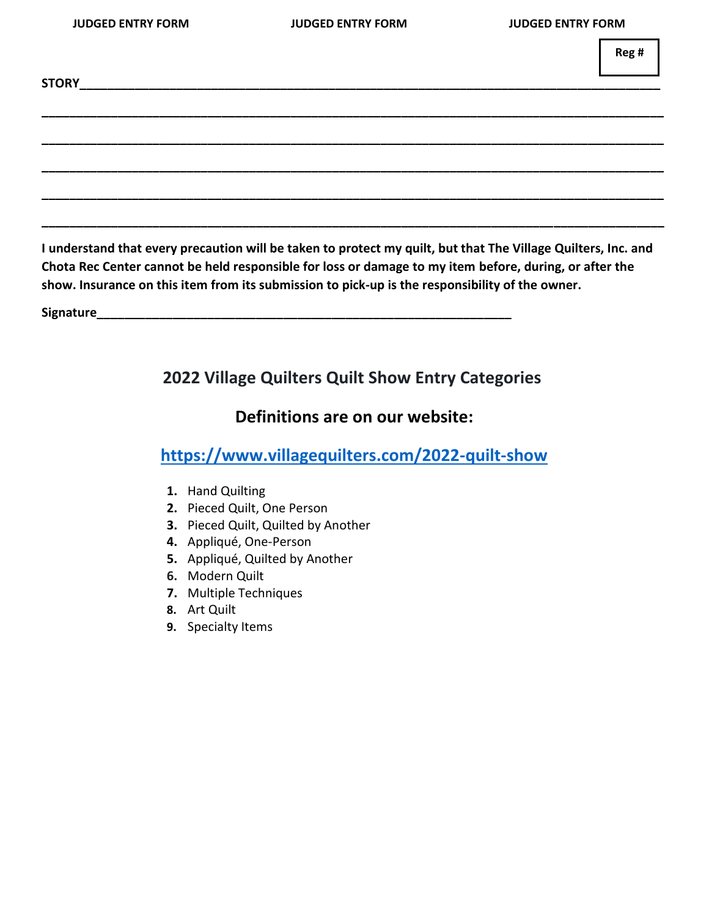**JUDGED ENTRY FORM** **JUDGED ENTRY FORM** **JUDGED ENTRY FORM**

**Reg #**

**STORY**______________________________________________________________________________

______________________________________________________________________________________

______________________________________________________________________________________

______________________________________________________________________________________

______________________________________________________________________________________

______________________________________________________________________________________

**I understand that every precaution will be taken to protect my quilt, but that The Village Quilters, Inc. and Chota Rec Center cannot be held responsible for loss or damage to my item before, during, or after the show. Insurance on this item from its submission to pick-up is the responsibility of the owner.**

**Signature**___________________________________________________________

## 2022 Village Quilters Quilt Show Entry Categories

## Definitions are on our website:

## https://www.villagequilters.com/2022-quilt-show

1. Hand Quilting
2. Pieced Quilt, One Person
3. Pieced Quilt, Quilted by Another
4. Appliqué, One-Person
5. Appliqué, Quilted by Another
6. Modern Quilt
7. Multiple Techniques
8. Art Quilt
9. Specialty Items